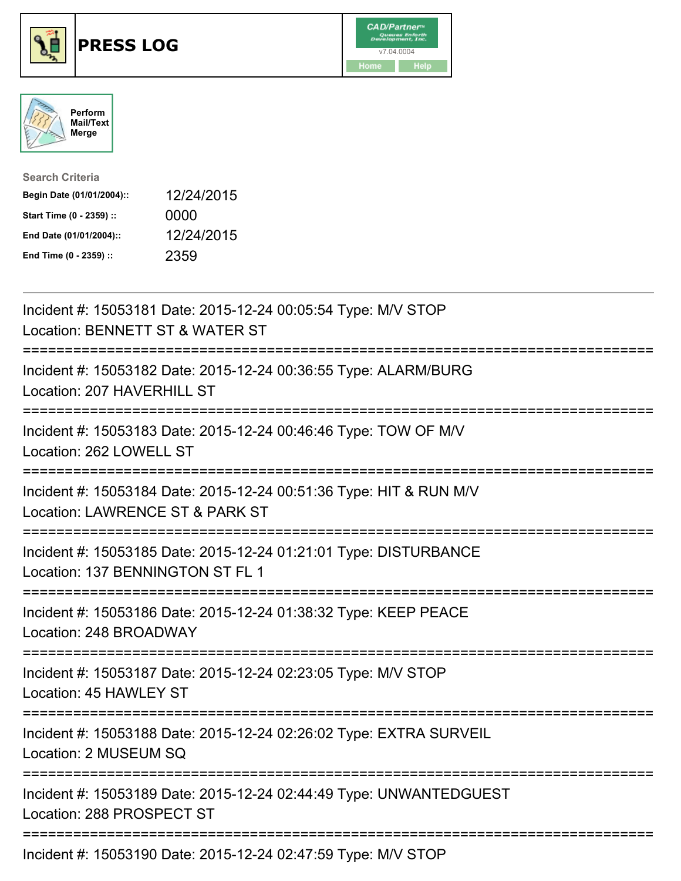# PRESS LOG

Perform Mail/Text Merge

**Search Criteria**

| | |
|---|---|
| **Begin Date (01/01/2004)::** | 12/24/2015 |
| **Start Time (0 - 2359) ::** | 0000 |
| **End Date (01/01/2004)::** | 12/24/2015 |
| **End Time (0 - 2359) ::** | 2359 |

---

Incident #: 15053181 Date: 2015-12-24 00:05:54 Type: M/V STOP
Location: BENNETT ST & WATER ST

===========================================================================

Incident #: 15053182 Date: 2015-12-24 00:36:55 Type: ALARM/BURG
Location: 207 HAVERHILL ST

===========================================================================

Incident #: 15053183 Date: 2015-12-24 00:46:46 Type: TOW OF M/V
Location: 262 LOWELL ST

===========================================================================

Incident #: 15053184 Date: 2015-12-24 00:51:36 Type: HIT & RUN M/V
Location: LAWRENCE ST & PARK ST

===========================================================================

Incident #: 15053185 Date: 2015-12-24 01:21:01 Type: DISTURBANCE
Location: 137 BENNINGTON ST FL 1

===========================================================================

Incident #: 15053186 Date: 2015-12-24 01:38:32 Type: KEEP PEACE
Location: 248 BROADWAY

===========================================================================

Incident #: 15053187 Date: 2015-12-24 02:23:05 Type: M/V STOP
Location: 45 HAWLEY ST

===========================================================================

Incident #: 15053188 Date: 2015-12-24 02:26:02 Type: EXTRA SURVEIL
Location: 2 MUSEUM SQ

===========================================================================

Incident #: 15053189 Date: 2015-12-24 02:44:49 Type: UNWANTEDGUEST
Location: 288 PROSPECT ST

===========================================================================

Incident #: 15053190 Date: 2015-12-24 02:47:59 Type: M/V STOP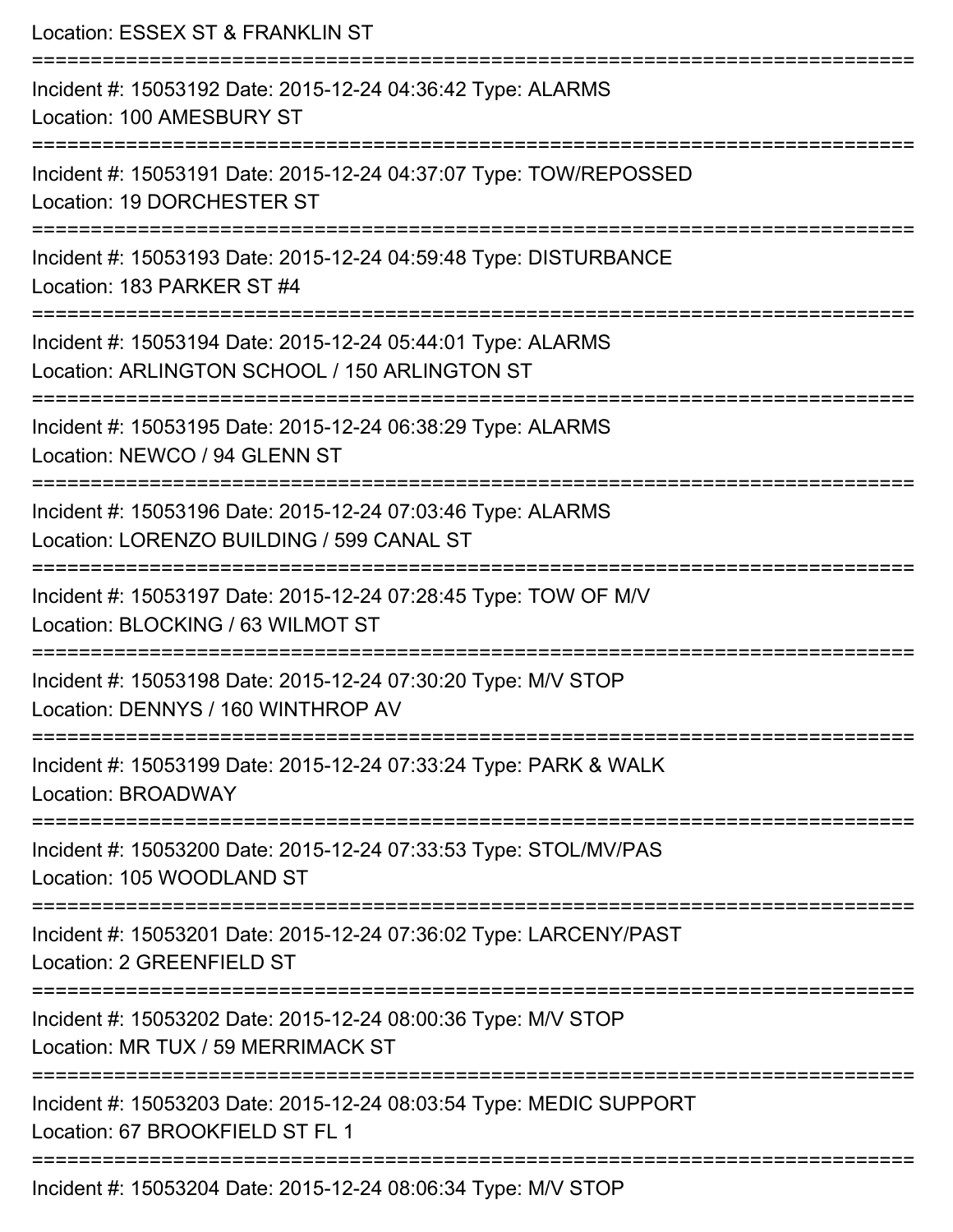Location: ESSEX ST & FRANKLIN ST

===========================================================================

Incident #: 15053192 Date: 2015-12-24 04:36:42 Type: ALARMS

Location: 100 AMESBURY ST

===========================================================================

Incident #: 15053191 Date: 2015-12-24 04:37:07 Type: TOW/REPOSSED

Location: 19 DORCHESTER ST

===========================================================================

Incident #: 15053193 Date: 2015-12-24 04:59:48 Type: DISTURBANCE

Location: 183 PARKER ST #4

===========================================================================

Incident #: 15053194 Date: 2015-12-24 05:44:01 Type: ALARMS

Location: ARLINGTON SCHOOL / 150 ARLINGTON ST

===========================================================================

Incident #: 15053195 Date: 2015-12-24 06:38:29 Type: ALARMS

Location: NEWCO / 94 GLENN ST

===========================================================================

Incident #: 15053196 Date: 2015-12-24 07:03:46 Type: ALARMS

Location: LORENZO BUILDING / 599 CANAL ST

===========================================================================

Incident #: 15053197 Date: 2015-12-24 07:28:45 Type: TOW OF M/V

Location: BLOCKING / 63 WILMOT ST

===========================================================================

Incident #: 15053198 Date: 2015-12-24 07:30:20 Type: M/V STOP

Location: DENNYS / 160 WINTHROP AV

===========================================================================

Incident #: 15053199 Date: 2015-12-24 07:33:24 Type: PARK & WALK

Location: BROADWAY

===========================================================================

Incident #: 15053200 Date: 2015-12-24 07:33:53 Type: STOL/MV/PAS

Location: 105 WOODLAND ST

===========================================================================

Incident #: 15053201 Date: 2015-12-24 07:36:02 Type: LARCENY/PAST

Location: 2 GREENFIELD ST

===========================================================================

Incident #: 15053202 Date: 2015-12-24 08:00:36 Type: M/V STOP

Location: MR TUX / 59 MERRIMACK ST

===========================================================================

Incident #: 15053203 Date: 2015-12-24 08:03:54 Type: MEDIC SUPPORT

Location: 67 BROOKFIELD ST FL 1

===========================================================================

Incident #: 15053204 Date: 2015-12-24 08:06:34 Type: M/V STOP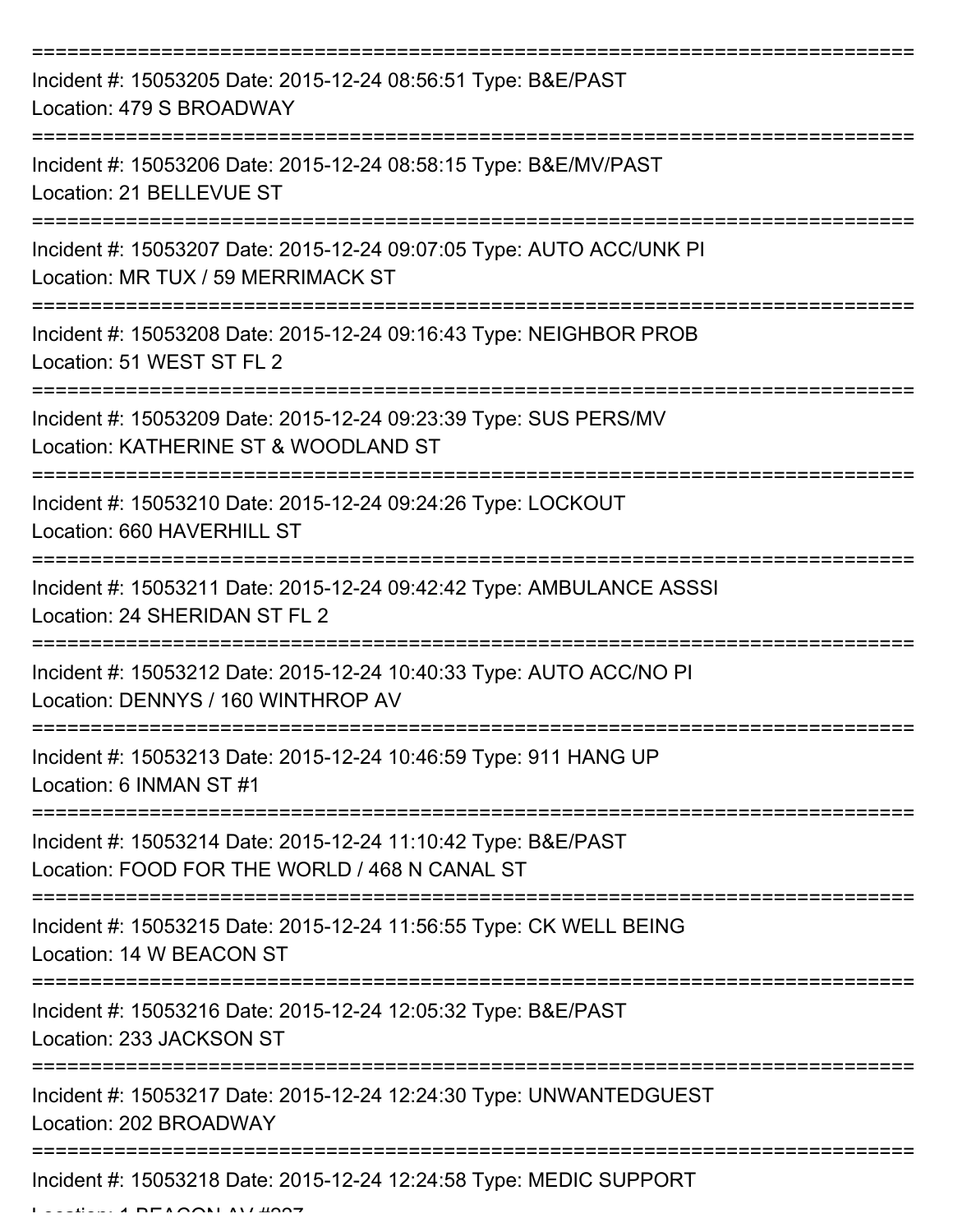===========================================================================

Incident #: 15053205 Date: 2015-12-24 08:56:51 Type: B&E/PAST

Location: 479 S BROADWAY

===========================================================================

Incident #: 15053206 Date: 2015-12-24 08:58:15 Type: B&E/MV/PAST

Location: 21 BELLEVUE ST

===========================================================================

Incident #: 15053207 Date: 2015-12-24 09:07:05 Type: AUTO ACC/UNK PI

Location: MR TUX / 59 MERRIMACK ST

===========================================================================

Incident #: 15053208 Date: 2015-12-24 09:16:43 Type: NEIGHBOR PROB

Location: 51 WEST ST FL 2

===========================================================================

Incident #: 15053209 Date: 2015-12-24 09:23:39 Type: SUS PERS/MV

Location: KATHERINE ST & WOODLAND ST

===========================================================================

Incident #: 15053210 Date: 2015-12-24 09:24:26 Type: LOCKOUT

Location: 660 HAVERHILL ST

===========================================================================

Incident #: 15053211 Date: 2015-12-24 09:42:42 Type: AMBULANCE ASSSI

Location: 24 SHERIDAN ST FL 2

===========================================================================

Incident #: 15053212 Date: 2015-12-24 10:40:33 Type: AUTO ACC/NO PI

Location: DENNYS / 160 WINTHROP AV

===========================================================================

Incident #: 15053213 Date: 2015-12-24 10:46:59 Type: 911 HANG UP

Location: 6 INMAN ST #1

===========================================================================

Incident #: 15053214 Date: 2015-12-24 11:10:42 Type: B&E/PAST

Location: FOOD FOR THE WORLD / 468 N CANAL ST

===========================================================================

Incident #: 15053215 Date: 2015-12-24 11:56:55 Type: CK WELL BEING

Location: 14 W BEACON ST

===========================================================================

Incident #: 15053216 Date: 2015-12-24 12:05:32 Type: B&E/PAST

Location: 233 JACKSON ST

===========================================================================

Incident #: 15053217 Date: 2015-12-24 12:24:30 Type: UNWANTEDGUEST

Location: 202 BROADWAY

===========================================================================

Incident #: 15053218 Date: 2015-12-24 12:24:58 Type: MEDIC SUPPORT

Location: 1 BEACON AV #227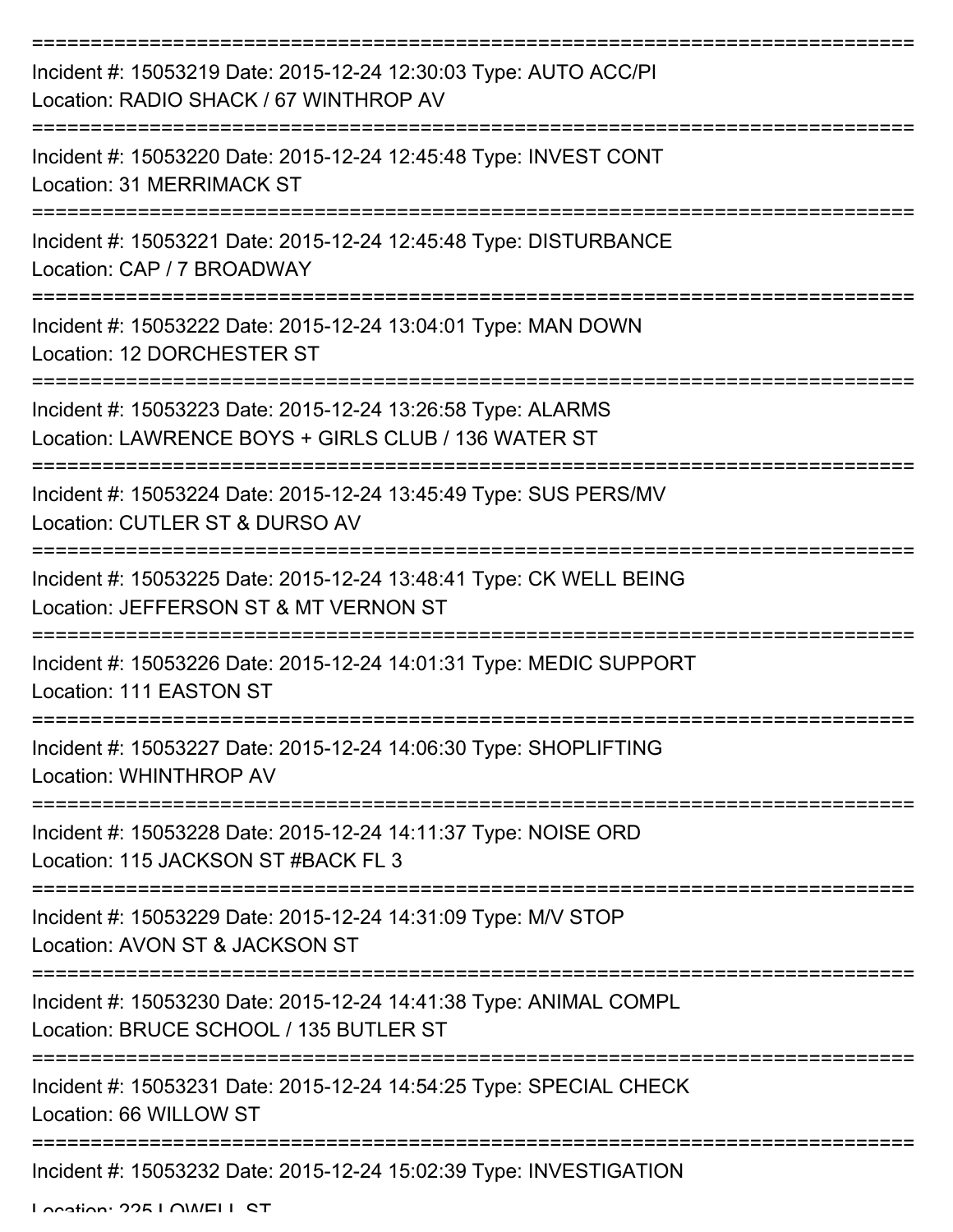Incident #: 15053219 Date: 2015-12-24 12:30:03 Type: AUTO ACC/PI
Location: RADIO SHACK / 67 WINTHROP AV

Incident #: 15053220 Date: 2015-12-24 12:45:48 Type: INVEST CONT
Location: 31 MERRIMACK ST

Incident #: 15053221 Date: 2015-12-24 12:45:48 Type: DISTURBANCE
Location: CAP / 7 BROADWAY

Incident #: 15053222 Date: 2015-12-24 13:04:01 Type: MAN DOWN
Location: 12 DORCHESTER ST

Incident #: 15053223 Date: 2015-12-24 13:26:58 Type: ALARMS
Location: LAWRENCE BOYS + GIRLS CLUB / 136 WATER ST

Incident #: 15053224 Date: 2015-12-24 13:45:49 Type: SUS PERS/MV
Location: CUTLER ST & DURSO AV

Incident #: 15053225 Date: 2015-12-24 13:48:41 Type: CK WELL BEING
Location: JEFFERSON ST & MT VERNON ST

Incident #: 15053226 Date: 2015-12-24 14:01:31 Type: MEDIC SUPPORT
Location: 111 EASTON ST

Incident #: 15053227 Date: 2015-12-24 14:06:30 Type: SHOPLIFTING
Location: WHINTHROP AV

Incident #: 15053228 Date: 2015-12-24 14:11:37 Type: NOISE ORD
Location: 115 JACKSON ST #BACK FL 3

Incident #: 15053229 Date: 2015-12-24 14:31:09 Type: M/V STOP
Location: AVON ST & JACKSON ST

Incident #: 15053230 Date: 2015-12-24 14:41:38 Type: ANIMAL COMPL
Location: BRUCE SCHOOL / 135 BUTLER ST

Incident #: 15053231 Date: 2015-12-24 14:54:25 Type: SPECIAL CHECK
Location: 66 WILLOW ST

Incident #: 15053232 Date: 2015-12-24 15:02:39 Type: INVESTIGATION
Location: 225 LOWELL ST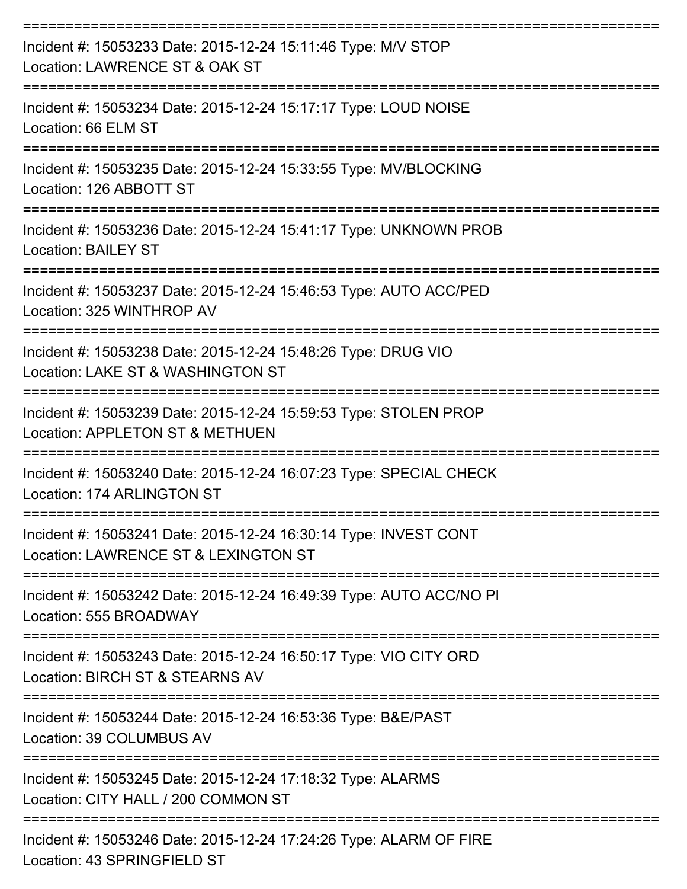===========================================================================
Incident #: 15053233 Date: 2015-12-24 15:11:46 Type: M/V STOP
Location: LAWRENCE ST & OAK ST
===========================================================================
Incident #: 15053234 Date: 2015-12-24 15:17:17 Type: LOUD NOISE
Location: 66 ELM ST
===========================================================================
Incident #: 15053235 Date: 2015-12-24 15:33:55 Type: MV/BLOCKING
Location: 126 ABBOTT ST
===========================================================================
Incident #: 15053236 Date: 2015-12-24 15:41:17 Type: UNKNOWN PROB
Location: BAILEY ST
===========================================================================
Incident #: 15053237 Date: 2015-12-24 15:46:53 Type: AUTO ACC/PED
Location: 325 WINTHROP AV
===========================================================================
Incident #: 15053238 Date: 2015-12-24 15:48:26 Type: DRUG VIO
Location: LAKE ST & WASHINGTON ST
===========================================================================
Incident #: 15053239 Date: 2015-12-24 15:59:53 Type: STOLEN PROP
Location: APPLETON ST & METHUEN
===========================================================================
Incident #: 15053240 Date: 2015-12-24 16:07:23 Type: SPECIAL CHECK
Location: 174 ARLINGTON ST
===========================================================================
Incident #: 15053241 Date: 2015-12-24 16:30:14 Type: INVEST CONT
Location: LAWRENCE ST & LEXINGTON ST
===========================================================================
Incident #: 15053242 Date: 2015-12-24 16:49:39 Type: AUTO ACC/NO PI
Location: 555 BROADWAY
===========================================================================
Incident #: 15053243 Date: 2015-12-24 16:50:17 Type: VIO CITY ORD
Location: BIRCH ST & STEARNS AV
===========================================================================
Incident #: 15053244 Date: 2015-12-24 16:53:36 Type: B&E/PAST
Location: 39 COLUMBUS AV
===========================================================================
Incident #: 15053245 Date: 2015-12-24 17:18:32 Type: ALARMS
Location: CITY HALL / 200 COMMON ST
===========================================================================
Incident #: 15053246 Date: 2015-12-24 17:24:26 Type: ALARM OF FIRE
Location: 43 SPRINGFIELD ST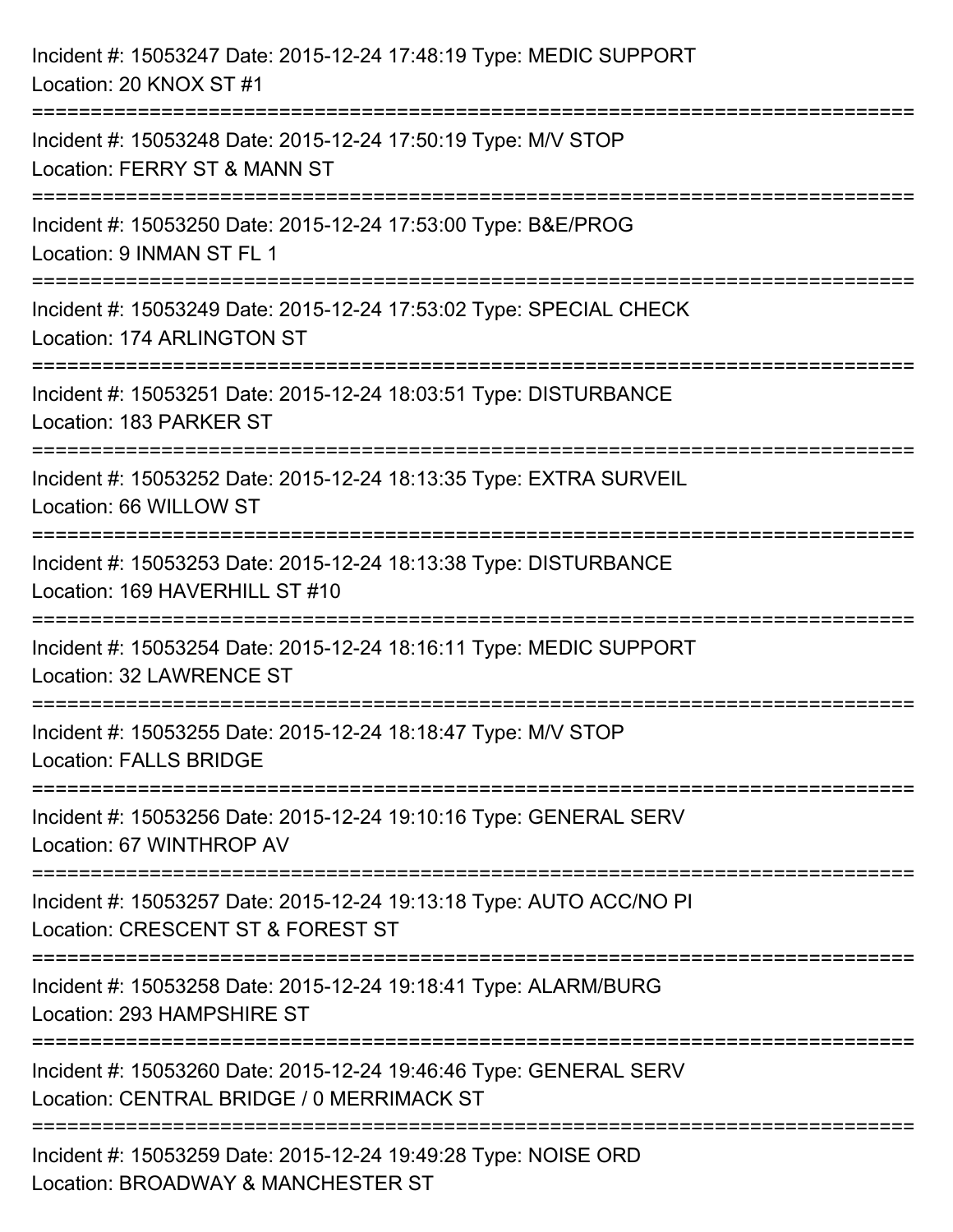Incident #: 15053247 Date: 2015-12-24 17:48:19 Type: MEDIC SUPPORT
Location: 20 KNOX ST #1

===========================================================================

Incident #: 15053248 Date: 2015-12-24 17:50:19 Type: M/V STOP
Location: FERRY ST & MANN ST

===========================================================================

Incident #: 15053250 Date: 2015-12-24 17:53:00 Type: B&E/PROG
Location: 9 INMAN ST FL 1

===========================================================================

Incident #: 15053249 Date: 2015-12-24 17:53:02 Type: SPECIAL CHECK
Location: 174 ARLINGTON ST

===========================================================================

Incident #: 15053251 Date: 2015-12-24 18:03:51 Type: DISTURBANCE
Location: 183 PARKER ST

===========================================================================

Incident #: 15053252 Date: 2015-12-24 18:13:35 Type: EXTRA SURVEIL
Location: 66 WILLOW ST

===========================================================================

Incident #: 15053253 Date: 2015-12-24 18:13:38 Type: DISTURBANCE
Location: 169 HAVERHILL ST #10

===========================================================================

Incident #: 15053254 Date: 2015-12-24 18:16:11 Type: MEDIC SUPPORT
Location: 32 LAWRENCE ST

===========================================================================

Incident #: 15053255 Date: 2015-12-24 18:18:47 Type: M/V STOP
Location: FALLS BRIDGE

===========================================================================

Incident #: 15053256 Date: 2015-12-24 19:10:16 Type: GENERAL SERV
Location: 67 WINTHROP AV

===========================================================================

Incident #: 15053257 Date: 2015-12-24 19:13:18 Type: AUTO ACC/NO PI
Location: CRESCENT ST & FOREST ST

===========================================================================

Incident #: 15053258 Date: 2015-12-24 19:18:41 Type: ALARM/BURG
Location: 293 HAMPSHIRE ST

===========================================================================

Incident #: 15053260 Date: 2015-12-24 19:46:46 Type: GENERAL SERV
Location: CENTRAL BRIDGE / 0 MERRIMACK ST

===========================================================================

Incident #: 15053259 Date: 2015-12-24 19:49:28 Type: NOISE ORD
Location: BROADWAY & MANCHESTER ST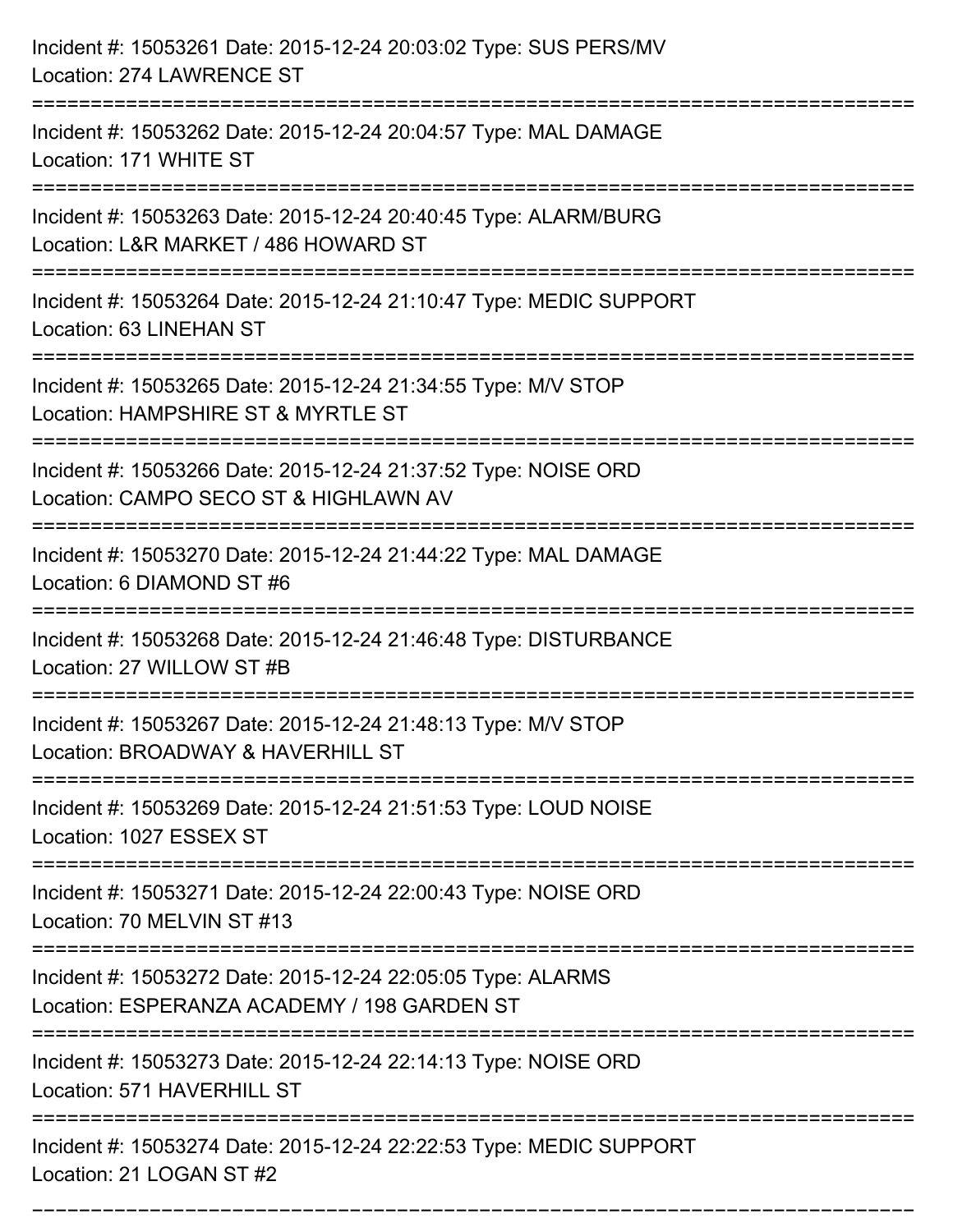Incident #: 15053261 Date: 2015-12-24 20:03:02 Type: SUS PERS/MV
Location: 274 LAWRENCE ST

===========================================================================

Incident #: 15053262 Date: 2015-12-24 20:04:57 Type: MAL DAMAGE
Location: 171 WHITE ST

===========================================================================

Incident #: 15053263 Date: 2015-12-24 20:40:45 Type: ALARM/BURG
Location: L&R MARKET / 486 HOWARD ST

===========================================================================

Incident #: 15053264 Date: 2015-12-24 21:10:47 Type: MEDIC SUPPORT
Location: 63 LINEHAN ST

===========================================================================

Incident #: 15053265 Date: 2015-12-24 21:34:55 Type: M/V STOP
Location: HAMPSHIRE ST & MYRTLE ST

===========================================================================

Incident #: 15053266 Date: 2015-12-24 21:37:52 Type: NOISE ORD
Location: CAMPO SECO ST & HIGHLAWN AV

===========================================================================

Incident #: 15053270 Date: 2015-12-24 21:44:22 Type: MAL DAMAGE
Location: 6 DIAMOND ST #6

===========================================================================

Incident #: 15053268 Date: 2015-12-24 21:46:48 Type: DISTURBANCE
Location: 27 WILLOW ST #B

===========================================================================

Incident #: 15053267 Date: 2015-12-24 21:48:13 Type: M/V STOP
Location: BROADWAY & HAVERHILL ST

===========================================================================

Incident #: 15053269 Date: 2015-12-24 21:51:53 Type: LOUD NOISE
Location: 1027 ESSEX ST

===========================================================================

Incident #: 15053271 Date: 2015-12-24 22:00:43 Type: NOISE ORD
Location: 70 MELVIN ST #13

===========================================================================

Incident #: 15053272 Date: 2015-12-24 22:05:05 Type: ALARMS
Location: ESPERANZA ACADEMY / 198 GARDEN ST

===========================================================================

Incident #: 15053273 Date: 2015-12-24 22:14:13 Type: NOISE ORD
Location: 571 HAVERHILL ST

===========================================================================

Incident #: 15053274 Date: 2015-12-24 22:22:53 Type: MEDIC SUPPORT
Location: 21 LOGAN ST #2

===========================================================================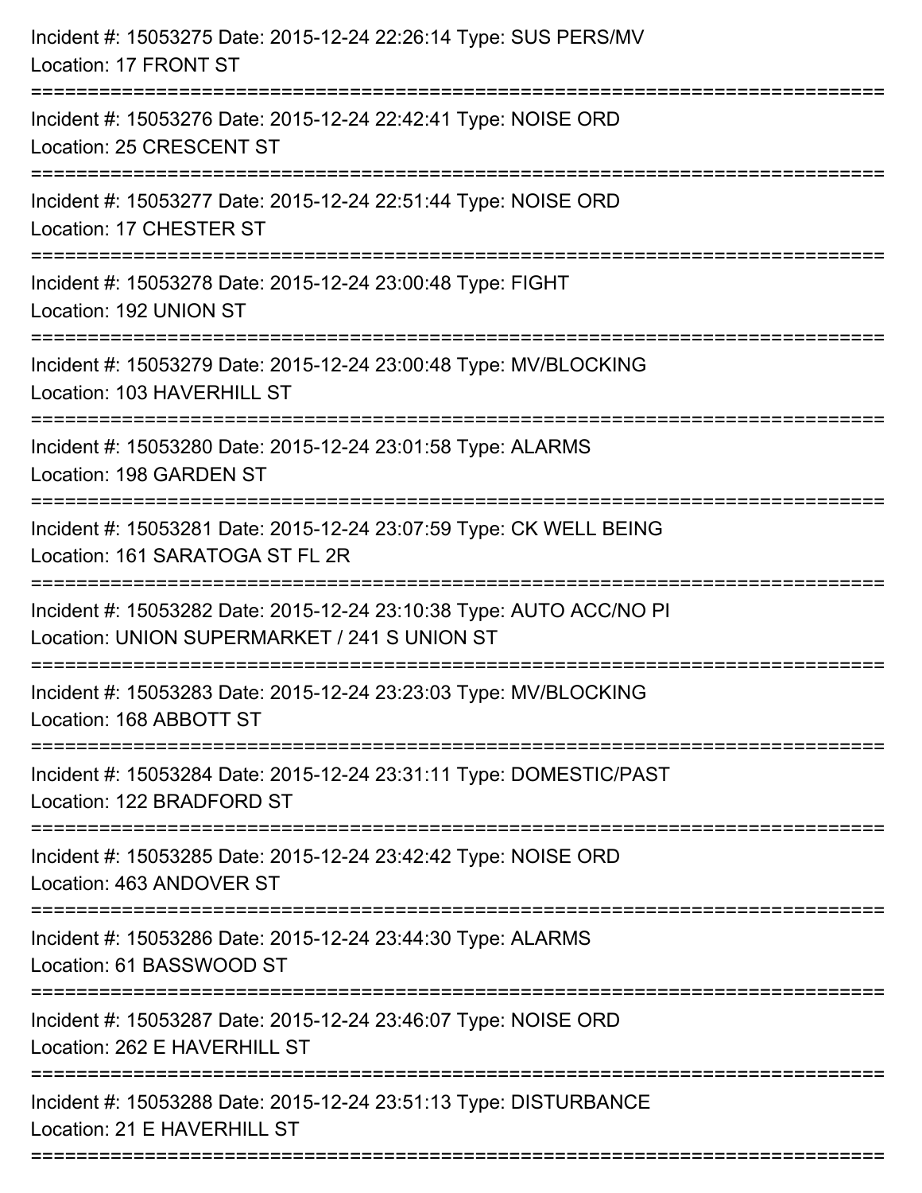Incident #: 15053275 Date: 2015-12-24 22:26:14 Type: SUS PERS/MV
Location: 17 FRONT ST

===========================================================================

Incident #: 15053276 Date: 2015-12-24 22:42:41 Type: NOISE ORD
Location: 25 CRESCENT ST

===========================================================================

Incident #: 15053277 Date: 2015-12-24 22:51:44 Type: NOISE ORD
Location: 17 CHESTER ST

===========================================================================

Incident #: 15053278 Date: 2015-12-24 23:00:48 Type: FIGHT
Location: 192 UNION ST

===========================================================================

Incident #: 15053279 Date: 2015-12-24 23:00:48 Type: MV/BLOCKING
Location: 103 HAVERHILL ST

===========================================================================

Incident #: 15053280 Date: 2015-12-24 23:01:58 Type: ALARMS
Location: 198 GARDEN ST

===========================================================================

Incident #: 15053281 Date: 2015-12-24 23:07:59 Type: CK WELL BEING
Location: 161 SARATOGA ST FL 2R

===========================================================================

Incident #: 15053282 Date: 2015-12-24 23:10:38 Type: AUTO ACC/NO PI
Location: UNION SUPERMARKET / 241 S UNION ST

===========================================================================

Incident #: 15053283 Date: 2015-12-24 23:23:03 Type: MV/BLOCKING
Location: 168 ABBOTT ST

===========================================================================

Incident #: 15053284 Date: 2015-12-24 23:31:11 Type: DOMESTIC/PAST
Location: 122 BRADFORD ST

===========================================================================

Incident #: 15053285 Date: 2015-12-24 23:42:42 Type: NOISE ORD
Location: 463 ANDOVER ST

===========================================================================

Incident #: 15053286 Date: 2015-12-24 23:44:30 Type: ALARMS
Location: 61 BASSWOOD ST

===========================================================================

Incident #: 15053287 Date: 2015-12-24 23:46:07 Type: NOISE ORD
Location: 262 E HAVERHILL ST

===========================================================================

Incident #: 15053288 Date: 2015-12-24 23:51:13 Type: DISTURBANCE
Location: 21 E HAVERHILL ST

===========================================================================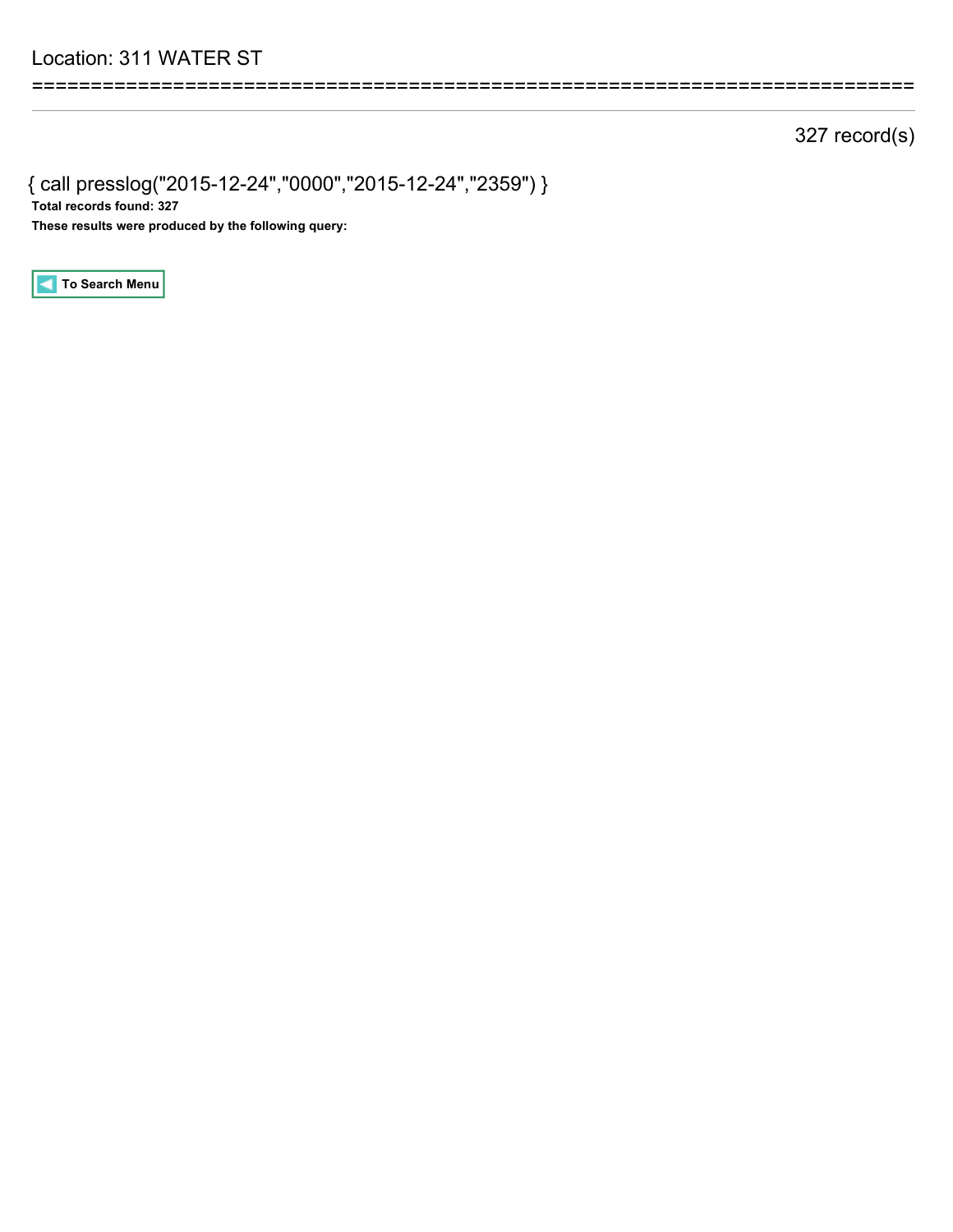Location: 311 WATER ST

===========================================================================

327 record(s)

{ call presslog("2015-12-24","0000","2015-12-24","2359") }

**Total records found: 327**

**These results were produced by the following query:**

**To Search Menu**